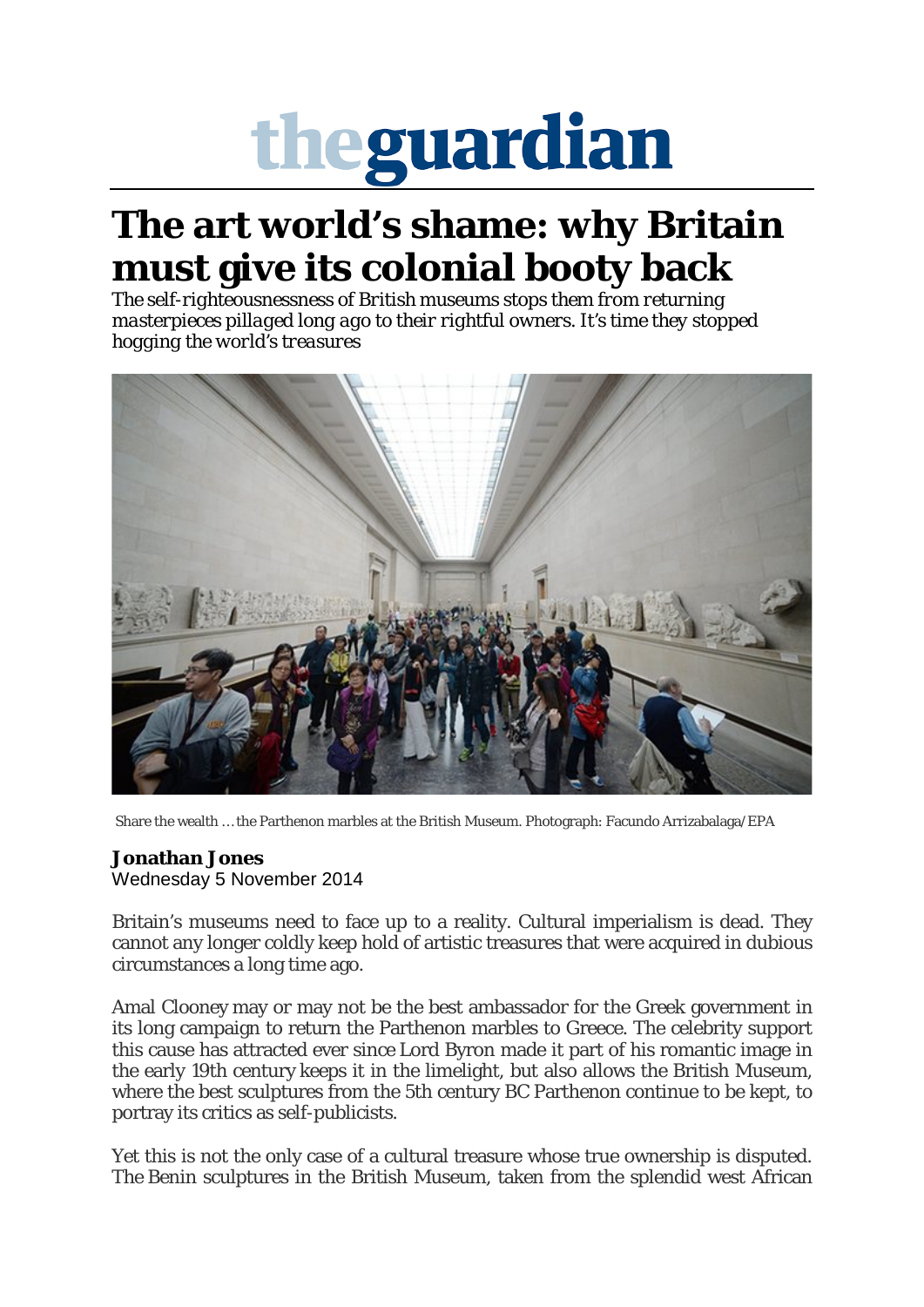# theguardian

# The art world's shame: why Britain must give its colonial booty back

*The self-righteousness of British museums stops them from returning masterpieces pillaged long ago to their rightful owners. It's time they stopped hogging the world's treasures*

Share the wealth … the Parthenon marbles at the British Museum. Photograph: Facundo Arrizabalaga/EPA

**Jonathan Jones**
Wednesday 5 November 2014

Britain's museums need to face up to a reality. Cultural imperialism is dead. They cannot any longer coldly keep hold of artistic treasures that were acquired in dubious circumstances a long time ago.

Amal Clooney may or may not be the best ambassador for the Greek government in its long campaign to return the Parthenon marbles to Greece. The celebrity support this cause has attracted ever since Lord Byron made it part of his romantic image in the early 19th century keeps it in the limelight, but also allows the British Museum, where the best sculptures from the 5th century BC Parthenon continue to be kept, to portray its critics as self-publicists.

Yet this is not the only case of a cultural treasure whose true ownership is disputed. The Benin sculptures in the British Museum, taken from the splendid west African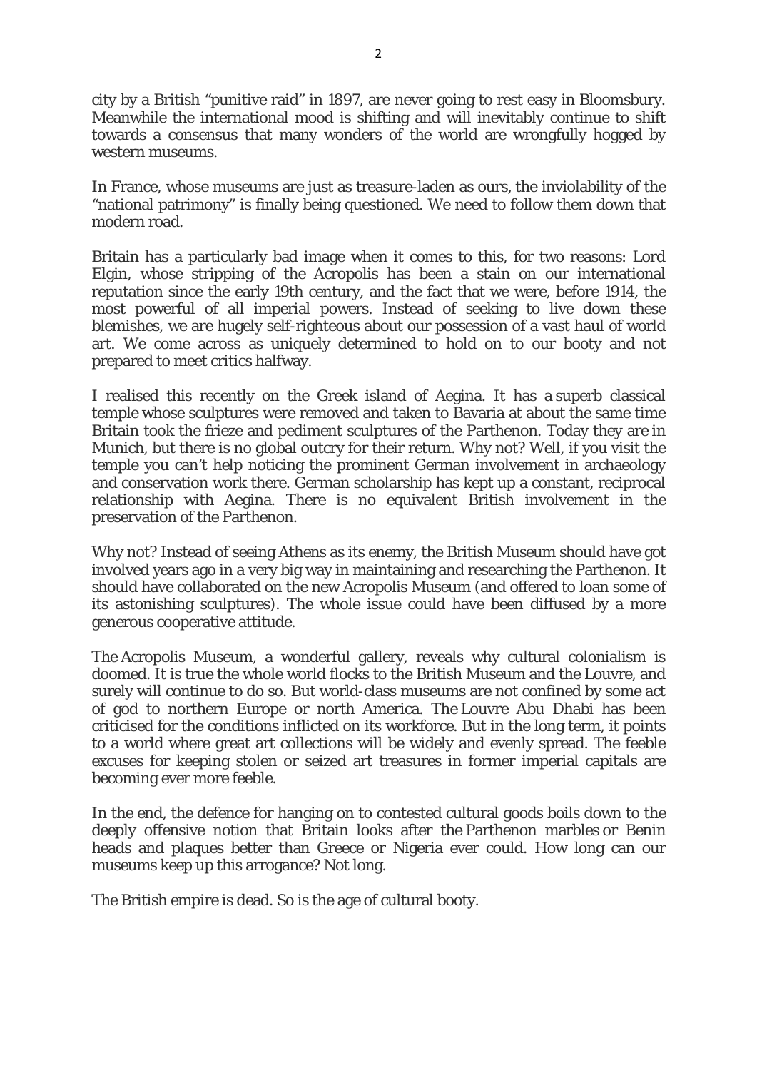city by a British "punitive raid" in 1897, are never going to rest easy in Bloomsbury. Meanwhile the international mood is shifting and will inevitably continue to shift towards a consensus that many wonders of the world are wrongfully hogged by western museums.

In France, whose museums are just as treasure-laden as ours, the inviolability of the "national patrimony" is finally being questioned. We need to follow them down that modern road.

Britain has a particularly bad image when it comes to this, for two reasons: Lord Elgin, whose stripping of the Acropolis has been a stain on our international reputation since the early 19th century, and the fact that we were, before 1914, the most powerful of all imperial powers. Instead of seeking to live down these blemishes, we are hugely self-righteous about our possession of a vast haul of world art. We come across as uniquely determined to hold on to our booty and not prepared to meet critics halfway.

I realised this recently on the Greek island of Aegina. It has a superb classical temple whose sculptures were removed and taken to Bavaria at about the same time Britain took the frieze and pediment sculptures of the Parthenon. Today they are in Munich, but there is no global outcry for their return. Why not? Well, if you visit the temple you can't help noticing the prominent German involvement in archaeology and conservation work there. German scholarship has kept up a constant, reciprocal relationship with Aegina. There is no equivalent British involvement in the preservation of the Parthenon.

Why not? Instead of seeing Athens as its enemy, the British Museum should have got involved years ago in a very big way in maintaining and researching the Parthenon. It should have collaborated on the new Acropolis Museum (and offered to loan some of its astonishing sculptures). The whole issue could have been diffused by a more generous cooperative attitude.

The Acropolis Museum, a wonderful gallery, reveals why cultural colonialism is doomed. It is true the whole world flocks to the British Museum and the Louvre, and surely will continue to do so. But world-class museums are not confined by some act of god to northern Europe or north America. The Louvre Abu Dhabi has been criticised for the conditions inflicted on its workforce. But in the long term, it points to a world where great art collections will be widely and evenly spread. The feeble excuses for keeping stolen or seized art treasures in former imperial capitals are becoming ever more feeble.

In the end, the defence for hanging on to contested cultural goods boils down to the deeply offensive notion that Britain looks after the Parthenon marbles or Benin heads and plaques better than Greece or Nigeria ever could. How long can our museums keep up this arrogance? Not long.

The British empire is dead. So is the age of cultural booty.